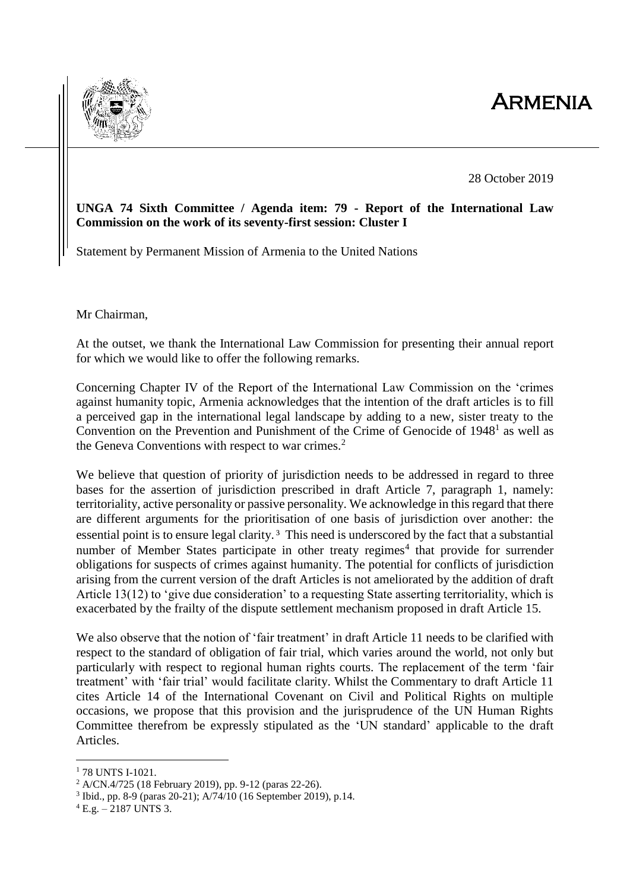# ARMENIA

28 October 2019

**UNGA 74 Sixth Committee / Agenda item: 79 - Report of the International Law Commission on the work of its seventy-first session: Cluster I**

Statement by Permanent Mission of Armenia to the United Nations

Mr Chairman,

At the outset, we thank the International Law Commission for presenting their annual report for which we would like to offer the following remarks.

Concerning Chapter IV of the Report of the International Law Commission on the 'crimes against humanity topic, Armenia acknowledges that the intention of the draft articles is to fill a perceived gap in the international legal landscape by adding to a new, sister treaty to the Convention on the Prevention and Punishment of the Crime of Genocide of 1948[1] as well as the Geneva Conventions with respect to war crimes.[2]

We believe that question of priority of jurisdiction needs to be addressed in regard to three bases for the assertion of jurisdiction prescribed in draft Article 7, paragraph 1, namely: territoriality, active personality or passive personality. We acknowledge in this regard that there are different arguments for the prioritisation of one basis of jurisdiction over another: the essential point is to ensure legal clarity.[3] This need is underscored by the fact that a substantial number of Member States participate in other treaty regimes[4] that provide for surrender obligations for suspects of crimes against humanity. The potential for conflicts of jurisdiction arising from the current version of the draft Articles is not ameliorated by the addition of draft Article 13(12) to 'give due consideration' to a requesting State asserting territoriality, which is exacerbated by the frailty of the dispute settlement mechanism proposed in draft Article 15.

We also observe that the notion of 'fair treatment' in draft Article 11 needs to be clarified with respect to the standard of obligation of fair trial, which varies around the world, not only but particularly with respect to regional human rights courts. The replacement of the term 'fair treatment' with 'fair trial' would facilitate clarity. Whilst the Commentary to draft Article 11 cites Article 14 of the International Covenant on Civil and Political Rights on multiple occasions, we propose that this provision and the jurisprudence of the UN Human Rights Committee therefrom be expressly stipulated as the 'UN standard' applicable to the draft Articles.

---

[1] 78 UNTS I-1021.

[2] A/CN.4/725 (18 February 2019), pp. 9-12 (paras 22-26).

[3] Ibid., pp. 8-9 (paras 20-21); A/74/10 (16 September 2019), p.14.

[4] E.g. – 2187 UNTS 3.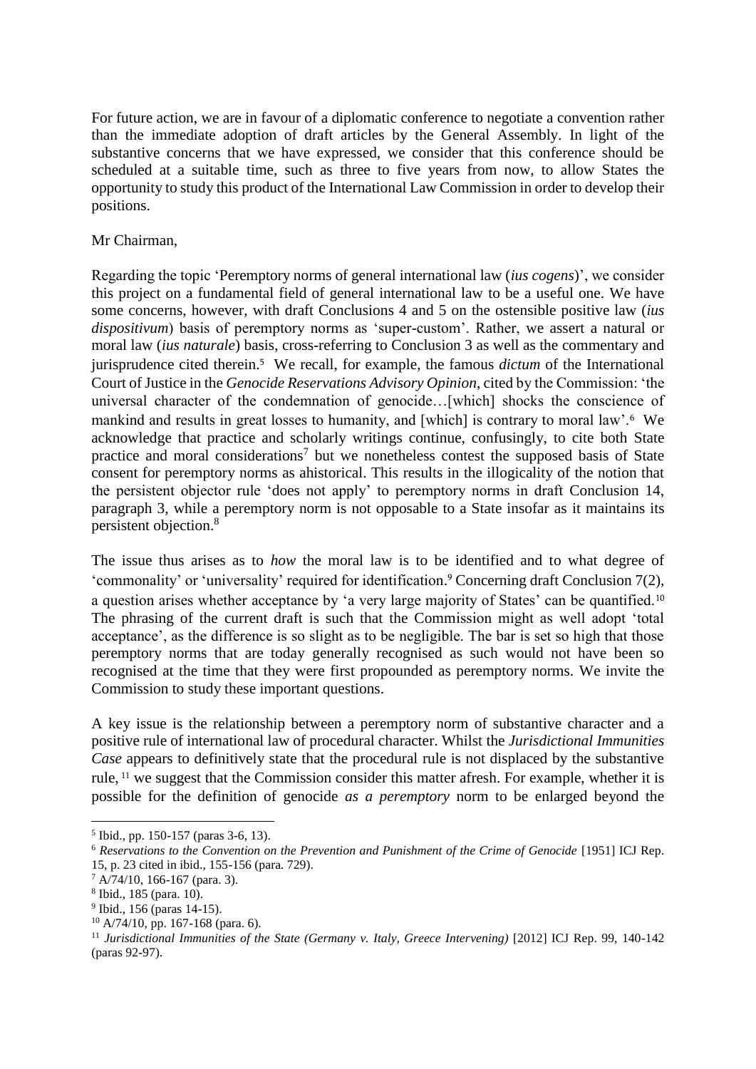For future action, we are in favour of a diplomatic conference to negotiate a convention rather than the immediate adoption of draft articles by the General Assembly. In light of the substantive concerns that we have expressed, we consider that this conference should be scheduled at a suitable time, such as three to five years from now, to allow States the opportunity to study this product of the International Law Commission in order to develop their positions.

Mr Chairman,

Regarding the topic 'Peremptory norms of general international law (*ius cogens*)', we consider this project on a fundamental field of general international law to be a useful one. We have some concerns, however, with draft Conclusions 4 and 5 on the ostensible positive law (*ius dispositivum*) basis of peremptory norms as 'super-custom'. Rather, we assert a natural or moral law (*ius naturale*) basis, cross-referring to Conclusion 3 as well as the commentary and jurisprudence cited therein.[5] We recall, for example, the famous *dictum* of the International Court of Justice in the *Genocide Reservations Advisory Opinion*, cited by the Commission: 'the universal character of the condemnation of genocide…[which] shocks the conscience of mankind and results in great losses to humanity, and [which] is contrary to moral law'.[6] We acknowledge that practice and scholarly writings continue, confusingly, to cite both State practice and moral considerations[7] but we nonetheless contest the supposed basis of State consent for peremptory norms as ahistorical. This results in the illogicality of the notion that the persistent objector rule 'does not apply' to peremptory norms in draft Conclusion 14, paragraph 3, while a peremptory norm is not opposable to a State insofar as it maintains its persistent objection.[8]

The issue thus arises as to *how* the moral law is to be identified and to what degree of 'commonality' or 'universality' required for identification.[9] Concerning draft Conclusion 7(2), a question arises whether acceptance by 'a very large majority of States' can be quantified.[10] The phrasing of the current draft is such that the Commission might as well adopt 'total acceptance', as the difference is so slight as to be negligible. The bar is set so high that those peremptory norms that are today generally recognised as such would not have been so recognised at the time that they were first propounded as peremptory norms. We invite the Commission to study these important questions.

A key issue is the relationship between a peremptory norm of substantive character and a positive rule of international law of procedural character. Whilst the *Jurisdictional Immunities Case* appears to definitively state that the procedural rule is not displaced by the substantive rule,[11] we suggest that the Commission consider this matter afresh. For example, whether it is possible for the definition of genocide *as a peremptory* norm to be enlarged beyond the

---

[5] Ibid., pp. 150-157 (paras 3-6, 13).

[6] *Reservations to the Convention on the Prevention and Punishment of the Crime of Genocide* [1951] ICJ Rep. 15, p. 23 cited in ibid., 155-156 (para. 729).

[7] A/74/10, 166-167 (para. 3).

[8] Ibid., 185 (para. 10).

[9] Ibid., 156 (paras 14-15).

[10] A/74/10, pp. 167-168 (para. 6).

[11] *Jurisdictional Immunities of the State (Germany v. Italy, Greece Intervening)* [2012] ICJ Rep. 99, 140-142 (paras 92-97).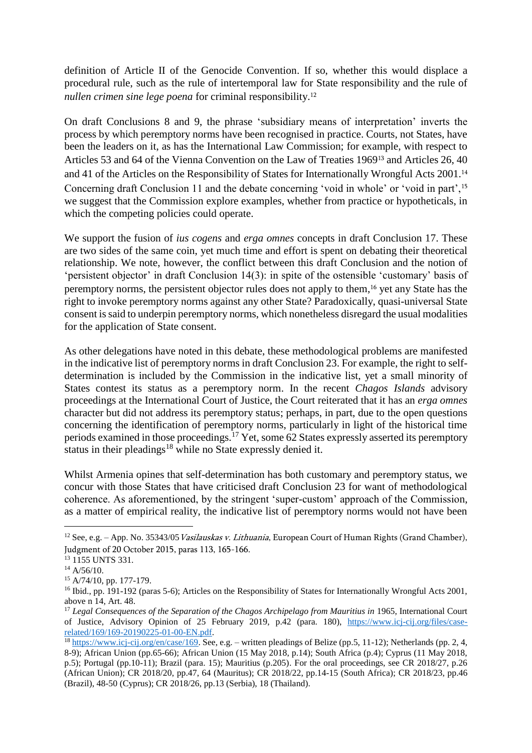definition of Article II of the Genocide Convention. If so, whether this would displace a procedural rule, such as the rule of intertemporal law for State responsibility and the rule of *nullen crimen sine lege poena* for criminal responsibility.[12]

On draft Conclusions 8 and 9, the phrase 'subsidiary means of interpretation' inverts the process by which peremptory norms have been recognised in practice. Courts, not States, have been the leaders on it, as has the International Law Commission; for example, with respect to Articles 53 and 64 of the Vienna Convention on the Law of Treaties 1969[13] and Articles 26, 40 and 41 of the Articles on the Responsibility of States for Internationally Wrongful Acts 2001.[14] Concerning draft Conclusion 11 and the debate concerning 'void in whole' or 'void in part',[15] we suggest that the Commission explore examples, whether from practice or hypotheticals, in which the competing policies could operate.

We support the fusion of *ius cogens* and *erga omnes* concepts in draft Conclusion 17. These are two sides of the same coin, yet much time and effort is spent on debating their theoretical relationship. We note, however, the conflict between this draft Conclusion and the notion of 'persistent objector' in draft Conclusion 14(3): in spite of the ostensible 'customary' basis of peremptory norms, the persistent objector rules does not apply to them,[16] yet any State has the right to invoke peremptory norms against any other State? Paradoxically, quasi-universal State consent is said to underpin peremptory norms, which nonetheless disregard the usual modalities for the application of State consent.

As other delegations have noted in this debate, these methodological problems are manifested in the indicative list of peremptory norms in draft Conclusion 23. For example, the right to self-determination is included by the Commission in the indicative list, yet a small minority of States contest its status as a peremptory norm. In the recent *Chagos Islands* advisory proceedings at the International Court of Justice, the Court reiterated that it has an *erga omnes* character but did not address its peremptory status; perhaps, in part, due to the open questions concerning the identification of peremptory norms, particularly in light of the historical time periods examined in those proceedings.[17] Yet, some 62 States expressly asserted its peremptory status in their pleadings[18] while no State expressly denied it.

Whilst Armenia opines that self-determination has both customary and peremptory status, we concur with those States that have criticised draft Conclusion 23 for want of methodological coherence. As aforementioned, by the stringent 'super-custom' approach of the Commission, as a matter of empirical reality, the indicative list of peremptory norms would not have been

---

[12] See, e.g. – App. No. 35343/05 *Vasilauskas v. Lithuania*, European Court of Human Rights (Grand Chamber), Judgment of 20 October 2015, paras 113, 165-166.

[13] 1155 UNTS 331.

[14] A/56/10.

[15] A/74/10, pp. 177-179.

[16] Ibid., pp. 191-192 (paras 5-6); Articles on the Responsibility of States for Internationally Wrongful Acts 2001, above n 14, Art. 48.

[17] *Legal Consequences of the Separation of the Chagos Archipelago from Mauritius in* 1965, International Court of Justice, Advisory Opinion of 25 February 2019, p.42 (para. 180), https://www.icj-cij.org/files/case-related/169/169-20190225-01-00-EN.pdf.

[18] https://www.icj-cij.org/en/case/169. See, e.g. – written pleadings of Belize (pp.5, 11-12); Netherlands (pp. 2, 4, 8-9); African Union (pp.65-66); African Union (15 May 2018, p.14); South Africa (p.4); Cyprus (11 May 2018, p.5); Portugal (pp.10-11); Brazil (para. 15); Mauritius (p.205). For the oral proceedings, see CR 2018/27, p.26 (African Union); CR 2018/20, pp.47, 64 (Mauritius); CR 2018/22, pp.14-15 (South Africa); CR 2018/23, pp.46 (Brazil), 48-50 (Cyprus); CR 2018/26, pp.13 (Serbia), 18 (Thailand).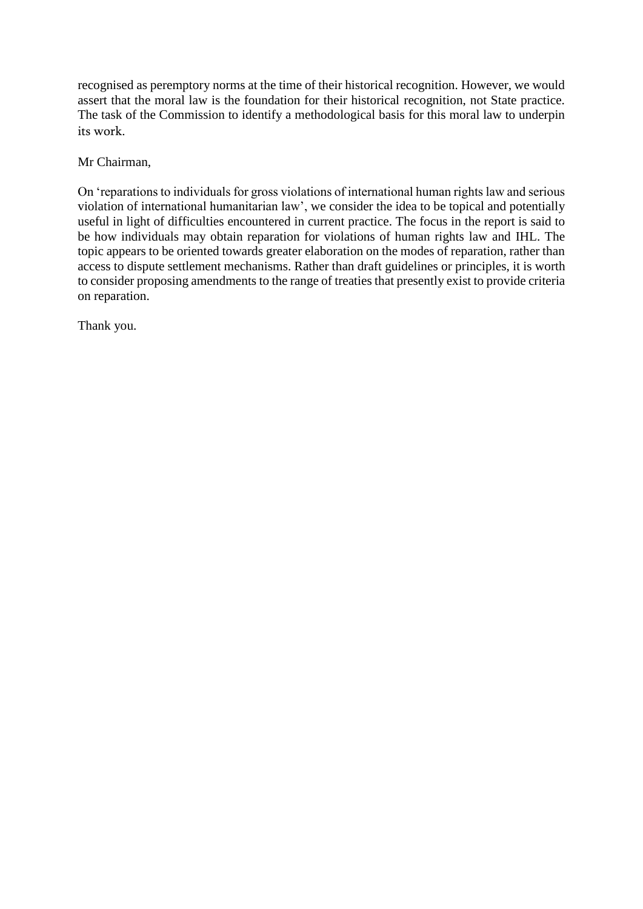recognised as peremptory norms at the time of their historical recognition. However, we would assert that the moral law is the foundation for their historical recognition, not State practice. The task of the Commission to identify a methodological basis for this moral law to underpin its work.

Mr Chairman,

On 'reparations to individuals for gross violations of international human rights law and serious violation of international humanitarian law', we consider the idea to be topical and potentially useful in light of difficulties encountered in current practice. The focus in the report is said to be how individuals may obtain reparation for violations of human rights law and IHL. The topic appears to be oriented towards greater elaboration on the modes of reparation, rather than access to dispute settlement mechanisms. Rather than draft guidelines or principles, it is worth to consider proposing amendments to the range of treaties that presently exist to provide criteria on reparation.

Thank you.